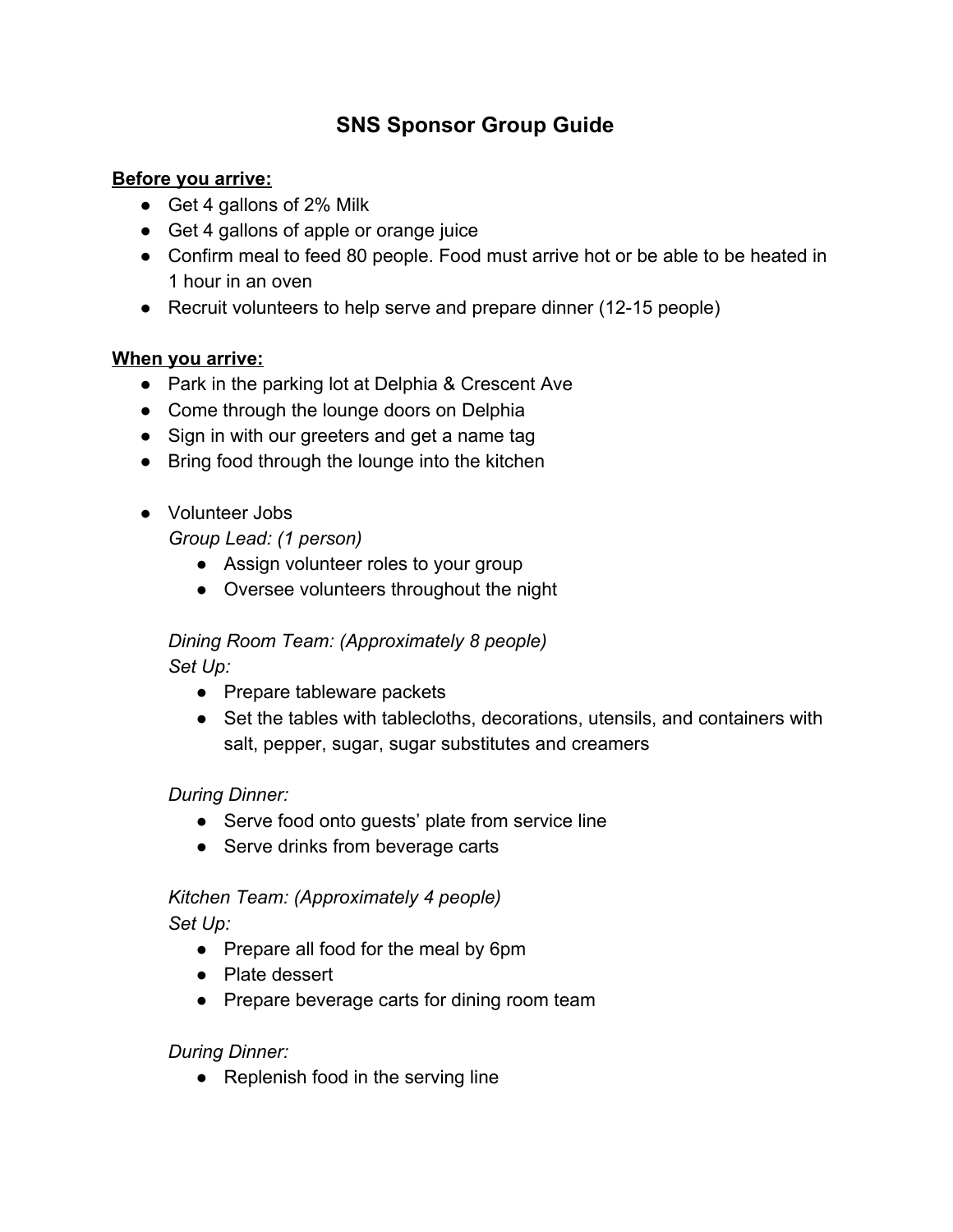# SNS Sponsor Group Guide

**Before you arrive:**

- Get 4 gallons of 2% Milk
- Get 4 gallons of apple or orange juice
- Confirm meal to feed 80 people. Food must arrive hot or be able to be heated in 1 hour in an oven
- Recruit volunteers to help serve and prepare dinner (12-15 people)

**When you arrive:**

- Park in the parking lot at Delphia & Crescent Ave
- Come through the lounge doors on Delphia
- Sign in with our greeters and get a name tag
- Bring food through the lounge into the kitchen

- Volunteer Jobs

  *Group Lead: (1 person)*

  - Assign volunteer roles to your group
  - Oversee volunteers throughout the night

  *Dining Room Team: (Approximately 8 people)*

  *Set Up:*

  - Prepare tableware packets
  - Set the tables with tablecloths, decorations, utensils, and containers with salt, pepper, sugar, sugar substitutes and creamers

  *During Dinner:*

  - Serve food onto guests' plate from service line
  - Serve drinks from beverage carts

  *Kitchen Team: (Approximately 4 people)*

  *Set Up:*

  - Prepare all food for the meal by 6pm
  - Plate dessert
  - Prepare beverage carts for dining room team

  *During Dinner:*

  - Replenish food in the serving line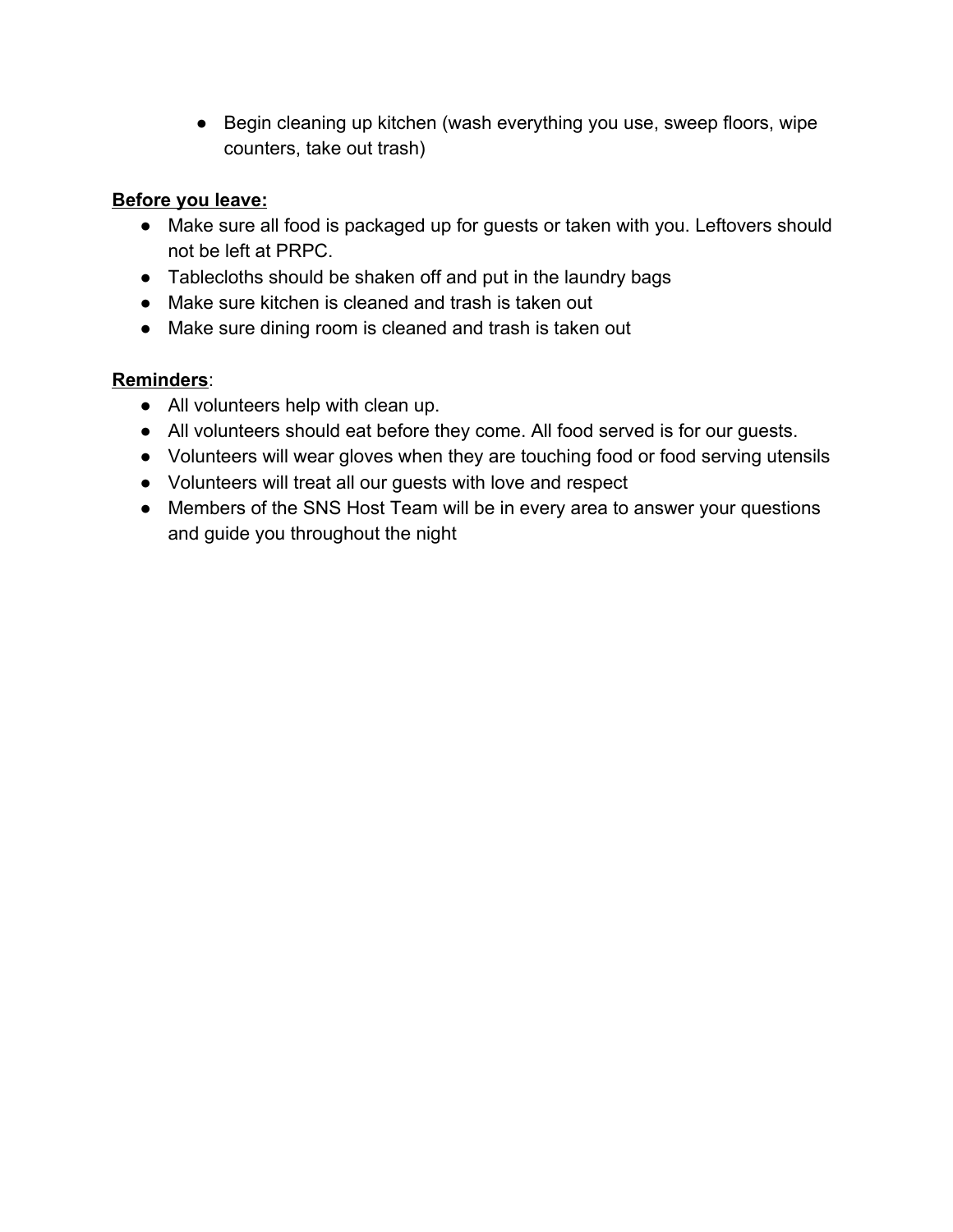- Begin cleaning up kitchen (wash everything you use, sweep floors, wipe counters, take out trash)

**Before you leave:**

- Make sure all food is packaged up for guests or taken with you. Leftovers should not be left at PRPC.
- Tablecloths should be shaken off and put in the laundry bags
- Make sure kitchen is cleaned and trash is taken out
- Make sure dining room is cleaned and trash is taken out

**Reminders**:

- All volunteers help with clean up.
- All volunteers should eat before they come. All food served is for our guests.
- Volunteers will wear gloves when they are touching food or food serving utensils
- Volunteers will treat all our guests with love and respect
- Members of the SNS Host Team will be in every area to answer your questions and guide you throughout the night